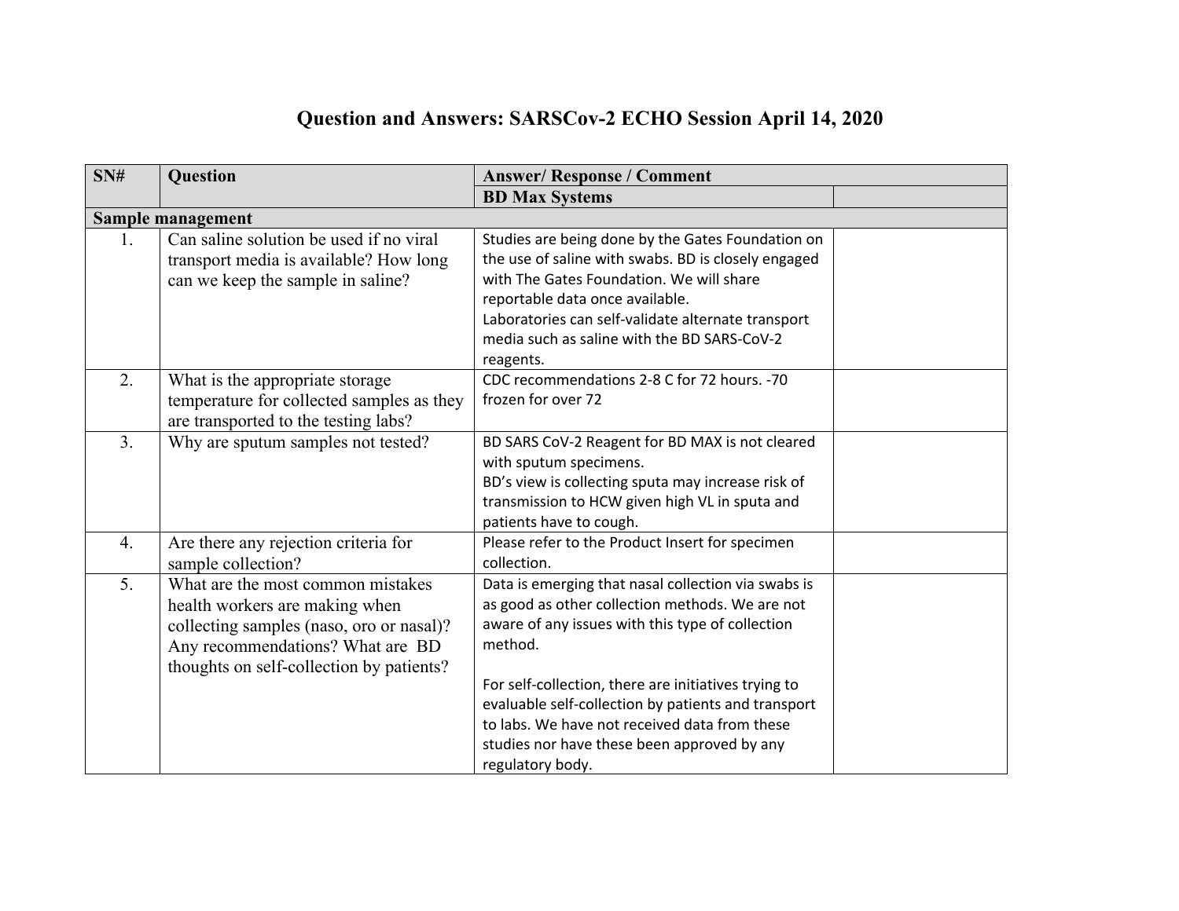# Question and Answers: SARSCov-2 ECHO Session April 14, 2020

| SN# | Question | Answer/ Response / Comment | |
|---|---|---|---|
| | | BD Max Systems | |
| **Sample management** | | | |
| 1. | Can saline solution be used if no viral transport media is available? How long can we keep the sample in saline? | Studies are being done by the Gates Foundation on the use of saline with swabs. BD is closely engaged with The Gates Foundation. We will share reportable data once available.<br>Laboratories can self-validate alternate transport media such as saline with the BD SARS-CoV-2 reagents. | |
| 2. | What is the appropriate storage temperature for collected samples as they are transported to the testing labs? | CDC recommendations 2-8 C for 72 hours. -70 frozen for over 72 | |
| 3. | Why are sputum samples not tested? | BD SARS CoV-2 Reagent for BD MAX is not cleared with sputum specimens.<br>BD's view is collecting sputa may increase risk of transmission to HCW given high VL in sputa and patients have to cough. | |
| 4. | Are there any rejection criteria for sample collection? | Please refer to the Product Insert for specimen collection. | |
| 5. | What are the most common mistakes health workers are making when collecting samples (naso, oro or nasal)? Any recommendations? What are BD thoughts on self-collection by patients? | Data is emerging that nasal collection via swabs is as good as other collection methods. We are not aware of any issues with this type of collection method.<br><br>For self-collection, there are initiatives trying to evaluable self-collection by patients and transport to labs. We have not received data from these studies nor have these been approved by any regulatory body. | |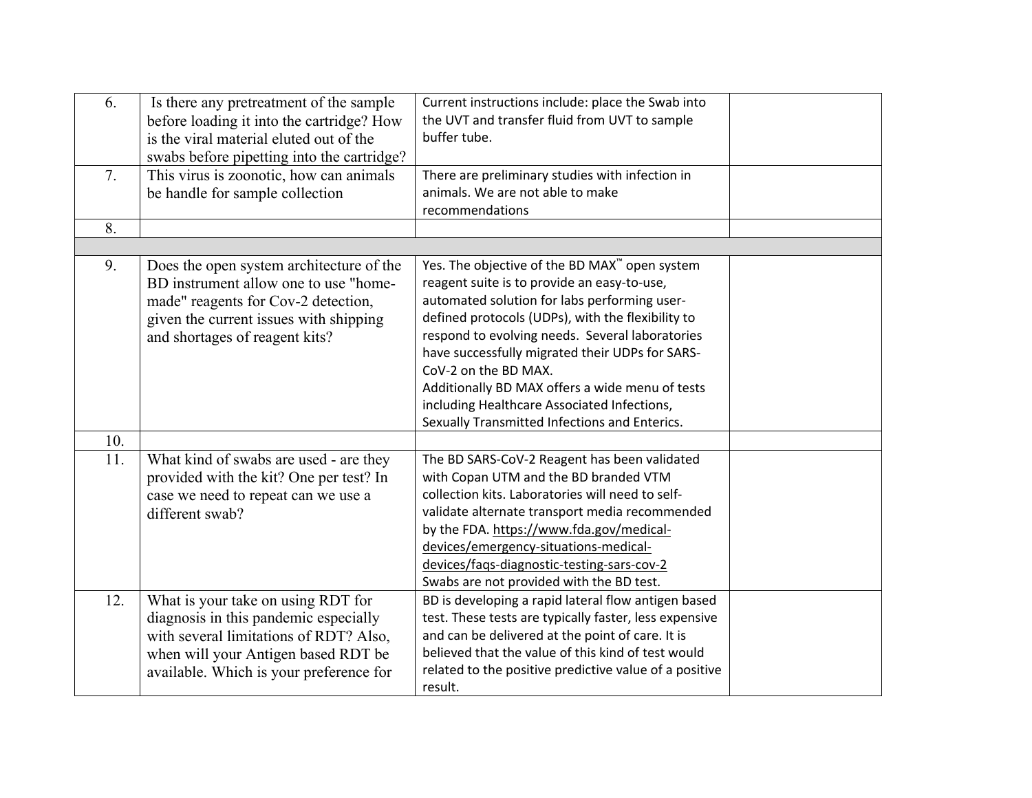| | | | |
|---|---|---|---|
| 6. | Is there any pretreatment of the sample before loading it into the cartridge? How is the viral material eluted out of the swabs before pipetting into the cartridge? | Current instructions include: place the Swab into the UVT and transfer fluid from UVT to sample buffer tube. | |
| 7. | This virus is zoonotic, how can animals be handle for sample collection | There are preliminary studies with infection in animals. We are not able to make recommendations | |
| 8. | | | |
| | | | |
| 9. | Does the open system architecture of the BD instrument allow one to use "home-made" reagents for Cov-2 detection, given the current issues with shipping and shortages of reagent kits? | Yes. The objective of the BD MAX™ open system reagent suite is to provide an easy-to-use, automated solution for labs performing user-defined protocols (UDPs), with the flexibility to respond to evolving needs. Several laboratories have successfully migrated their UDPs for SARS-CoV-2 on the BD MAX.<br>Additionally BD MAX offers a wide menu of tests including Healthcare Associated Infections, Sexually Transmitted Infections and Enterics. | |
| 10. | | | |
| 11. | What kind of swabs are used - are they provided with the kit? One per test? In case we need to repeat can we use a different swab? | The BD SARS-CoV-2 Reagent has been validated with Copan UTM and the BD branded VTM collection kits. Laboratories will need to self-validate alternate transport media recommended by the FDA. https://www.fda.gov/medical-devices/emergency-situations-medical-devices/faqs-diagnostic-testing-sars-cov-2<br>Swabs are not provided with the BD test. | |
| 12. | What is your take on using RDT for diagnosis in this pandemic especially with several limitations of RDT? Also, when will your Antigen based RDT be available. Which is your preference for | BD is developing a rapid lateral flow antigen based test. These tests are typically faster, less expensive and can be delivered at the point of care. It is believed that the value of this kind of test would related to the positive predictive value of a positive result. | |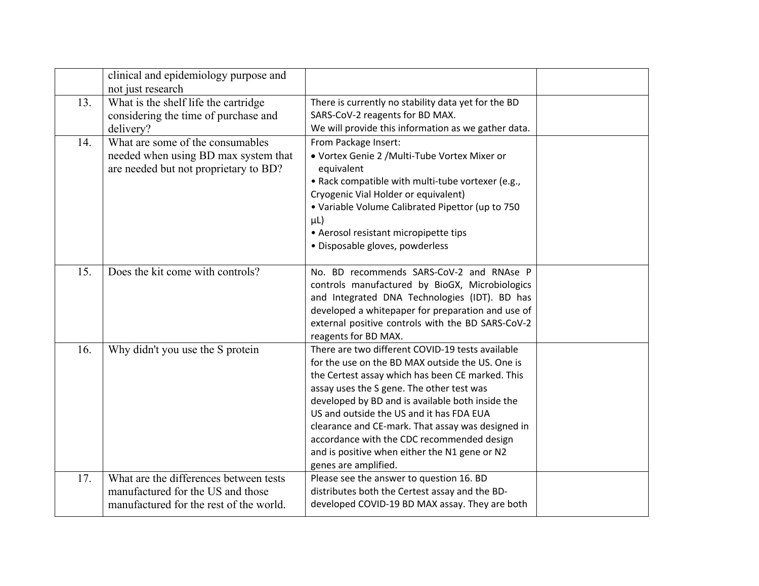| | | | |
|---|---|---|---|
| | clinical and epidemiology purpose and not just research | | |
| 13. | What is the shelf life the cartridge considering the time of purchase and delivery? | There is currently no stability data yet for the BD SARS-CoV-2 reagents for BD MAX.<br>We will provide this information as we gather data. | |
| 14. | What are some of the consumables needed when using BD max system that are needed but not proprietary to BD? | From Package Insert:<br>• Vortex Genie 2 /Multi-Tube Vortex Mixer or equivalent<br>• Rack compatible with multi-tube vortexer (e.g., Cryogenic Vial Holder or equivalent)<br>• Variable Volume Calibrated Pipettor (up to 750 µL)<br>• Aerosol resistant micropipette tips<br>• Disposable gloves, powderless | |
| 15. | Does the kit come with controls? | No. BD recommends SARS-CoV-2 and RNAse P controls manufactured by BioGX, Microbiologics and Integrated DNA Technologies (IDT). BD has developed a whitepaper for preparation and use of external positive controls with the BD SARS-CoV-2 reagents for BD MAX. | |
| 16. | Why didn't you use the S protein | There are two different COVID-19 tests available for the use on the BD MAX outside the US. One is the Certest assay which has been CE marked. This assay uses the S gene. The other test was developed by BD and is available both inside the US and outside the US and it has FDA EUA clearance and CE-mark. That assay was designed in accordance with the CDC recommended design and is positive when either the N1 gene or N2 genes are amplified. | |
| 17. | What are the differences between tests manufactured for the US and those manufactured for the rest of the world. | Please see the answer to question 16. BD distributes both the Certest assay and the BD-developed COVID-19 BD MAX assay. They are both | |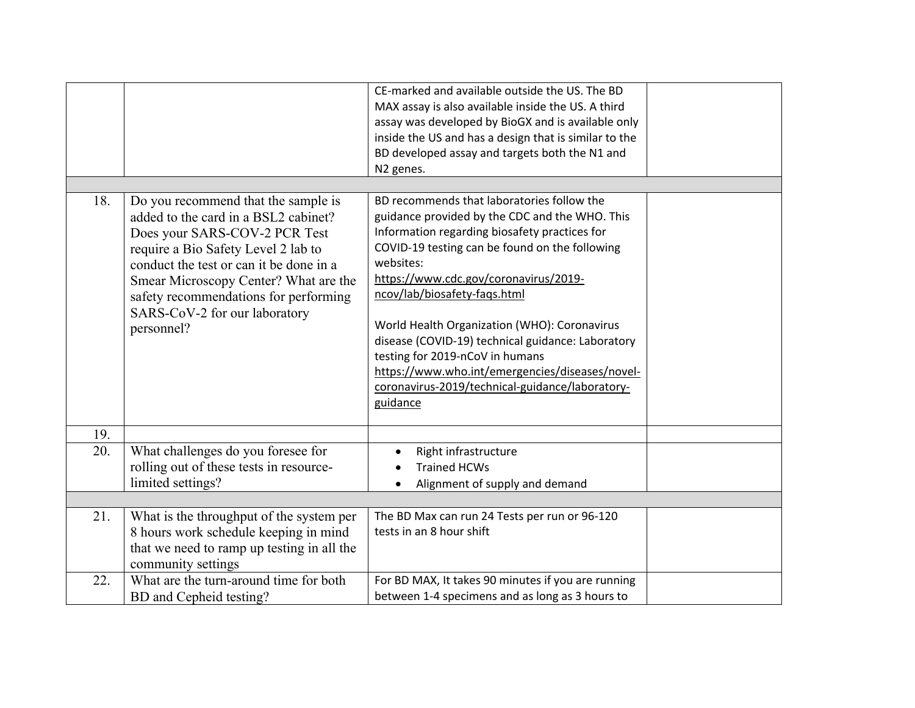| | | | |
|---|---|---|---|
| | | CE-marked and available outside the US. The BD MAX assay is also available inside the US. A third assay was developed by BioGX and is available only inside the US and has a design that is similar to the BD developed assay and targets both the N1 and N2 genes. | |
| | | | |
| 18. | Do you recommend that the sample is added to the card in a BSL2 cabinet? Does your SARS-COV-2 PCR Test require a Bio Safety Level 2 lab to conduct the test or can it be done in a Smear Microscopy Center? What are the safety recommendations for performing SARS-CoV-2 for our laboratory personnel? | BD recommends that laboratories follow the guidance provided by the CDC and the WHO. This Information regarding biosafety practices for COVID-19 testing can be found on the following websites: https://www.cdc.gov/coronavirus/2019-ncov/lab/biosafety-faqs.html<br><br>World Health Organization (WHO): Coronavirus disease (COVID-19) technical guidance: Laboratory testing for 2019-nCoV in humans https://www.who.int/emergencies/diseases/novel-coronavirus-2019/technical-guidance/laboratory-guidance | |
| 19. | | | |
| 20. | What challenges do you foresee for rolling out of these tests in resource-limited settings? | • Right infrastructure<br>• Trained HCWs<br>• Alignment of supply and demand | |
| | | | |
| 21. | What is the throughput of the system per 8 hours work schedule keeping in mind that we need to ramp up testing in all the community settings | The BD Max can run 24 Tests per run or 96-120 tests in an 8 hour shift | |
| 22. | What are the turn-around time for both BD and Cepheid testing? | For BD MAX, It takes 90 minutes if you are running between 1-4 specimens and as long as 3 hours to | |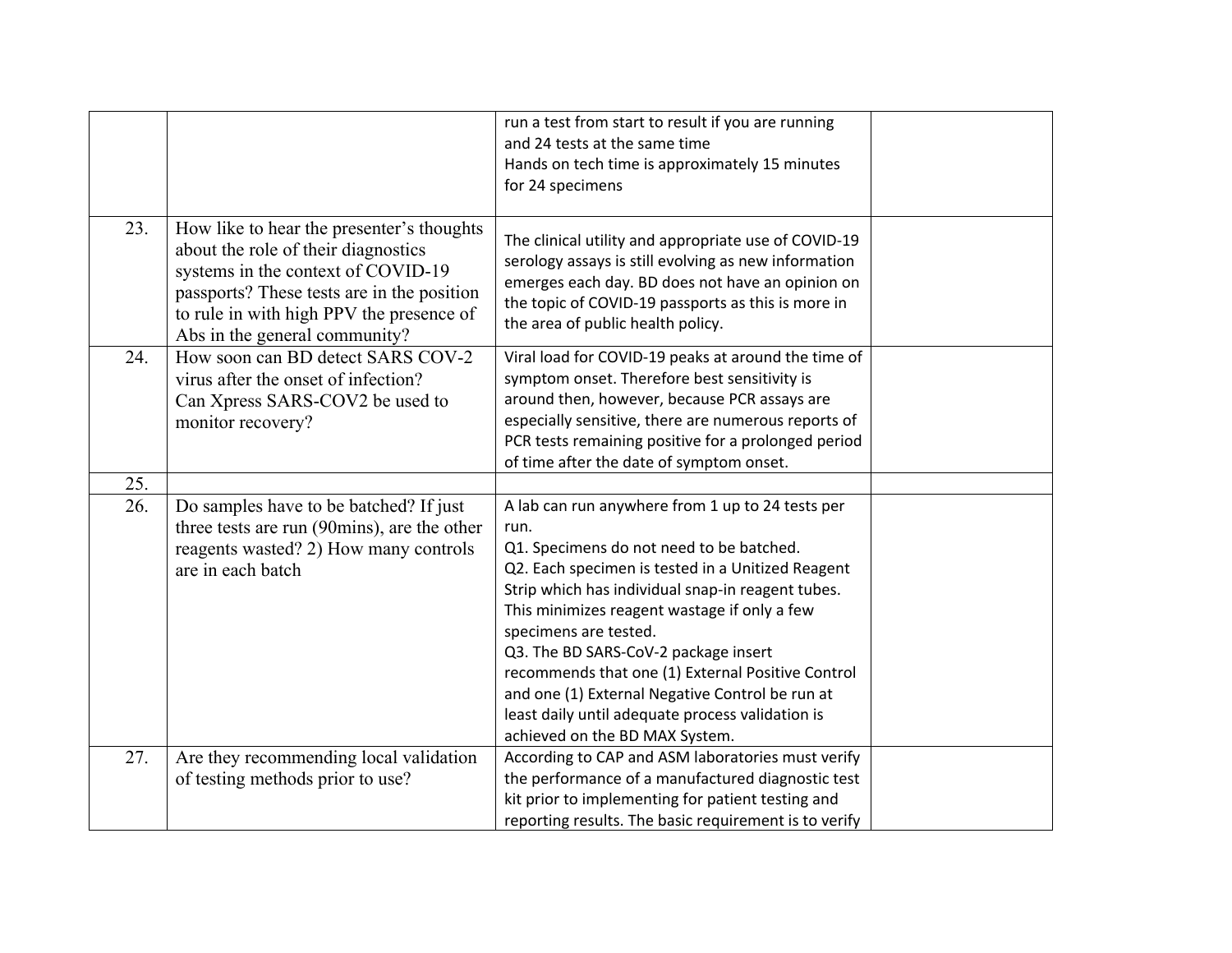| | | | |
|---|---|---|---|
| | | run a test from start to result if you are running and 24 tests at the same time<br>Hands on tech time is approximately 15 minutes for 24 specimens | |
| 23. | How like to hear the presenter's thoughts about the role of their diagnostics systems in the context of COVID-19 passports? These tests are in the position to rule in with high PPV the presence of Abs in the general community? | The clinical utility and appropriate use of COVID-19 serology assays is still evolving as new information emerges each day. BD does not have an opinion on the topic of COVID-19 passports as this is more in the area of public health policy. | |
| 24. | How soon can BD detect SARS COV-2 virus after the onset of infection?<br>Can Xpress SARS-COV2 be used to monitor recovery? | Viral load for COVID-19 peaks at around the time of symptom onset. Therefore best sensitivity is around then, however, because PCR assays are especially sensitive, there are numerous reports of PCR tests remaining positive for a prolonged period of time after the date of symptom onset. | |
| 25. | | | |
| 26. | Do samples have to be batched? If just three tests are run (90mins), are the other reagents wasted? 2) How many controls are in each batch | A lab can run anywhere from 1 up to 24 tests per run.<br>Q1. Specimens do not need to be batched.<br>Q2. Each specimen is tested in a Unitized Reagent Strip which has individual snap-in reagent tubes. This minimizes reagent wastage if only a few specimens are tested.<br>Q3. The BD SARS-CoV-2 package insert recommends that one (1) External Positive Control and one (1) External Negative Control be run at least daily until adequate process validation is achieved on the BD MAX System. | |
| 27. | Are they recommending local validation of testing methods prior to use? | According to CAP and ASM laboratories must verify the performance of a manufactured diagnostic test kit prior to implementing for patient testing and reporting results. The basic requirement is to verify | |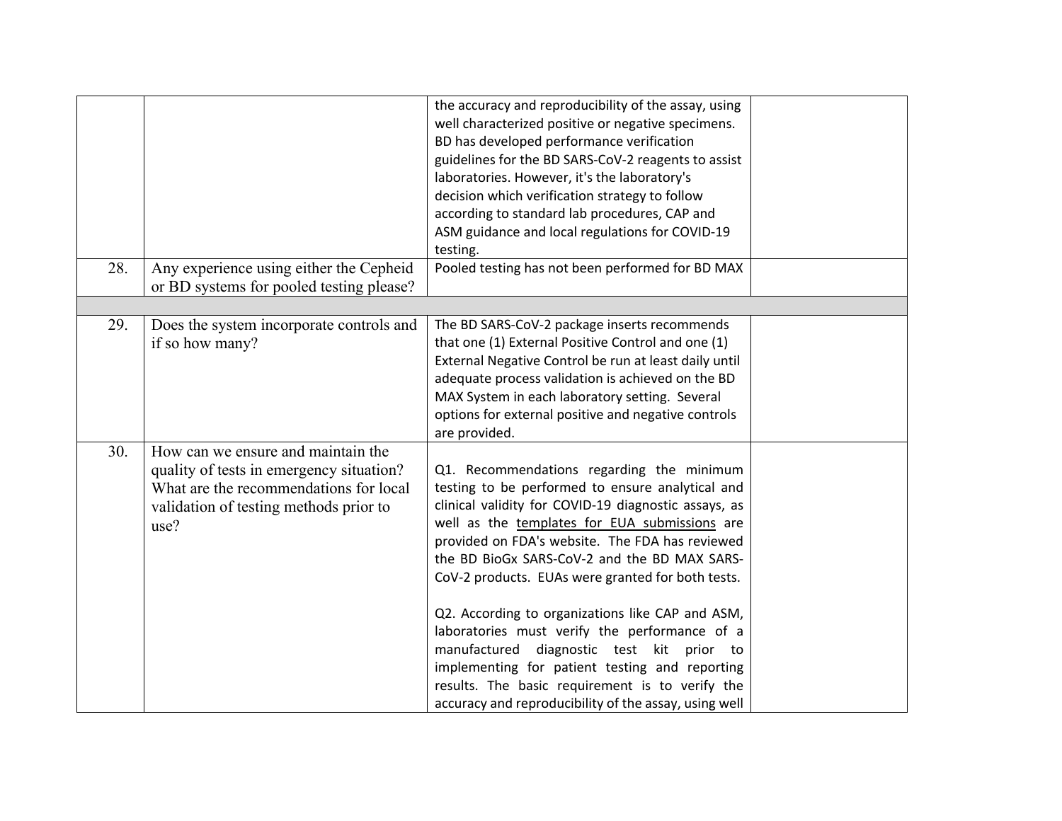| | | | |
|---|---|---|---|
| | | the accuracy and reproducibility of the assay, using well characterized positive or negative specimens. BD has developed performance verification guidelines for the BD SARS-CoV-2 reagents to assist laboratories. However, it's the laboratory's decision which verification strategy to follow according to standard lab procedures, CAP and ASM guidance and local regulations for COVID-19 testing. | |
| 28. | Any experience using either the Cepheid or BD systems for pooled testing please? | Pooled testing has not been performed for BD MAX | |
| | | | |
| 29. | Does the system incorporate controls and if so how many? | The BD SARS-CoV-2 package inserts recommends that one (1) External Positive Control and one (1) External Negative Control be run at least daily until adequate process validation is achieved on the BD MAX System in each laboratory setting. Several options for external positive and negative controls are provided. | |
| 30. | How can we ensure and maintain the quality of tests in emergency situation? What are the recommendations for local validation of testing methods prior to use? | Q1. Recommendations regarding the minimum testing to be performed to ensure analytical and clinical validity for COVID-19 diagnostic assays, as well as the templates for EUA submissions are provided on FDA's website. The FDA has reviewed the BD BioGx SARS-CoV-2 and the BD MAX SARS-CoV-2 products. EUAs were granted for both tests.<br><br>Q2. According to organizations like CAP and ASM, laboratories must verify the performance of a manufactured diagnostic test kit prior to implementing for patient testing and reporting results. The basic requirement is to verify the accuracy and reproducibility of the assay, using well | |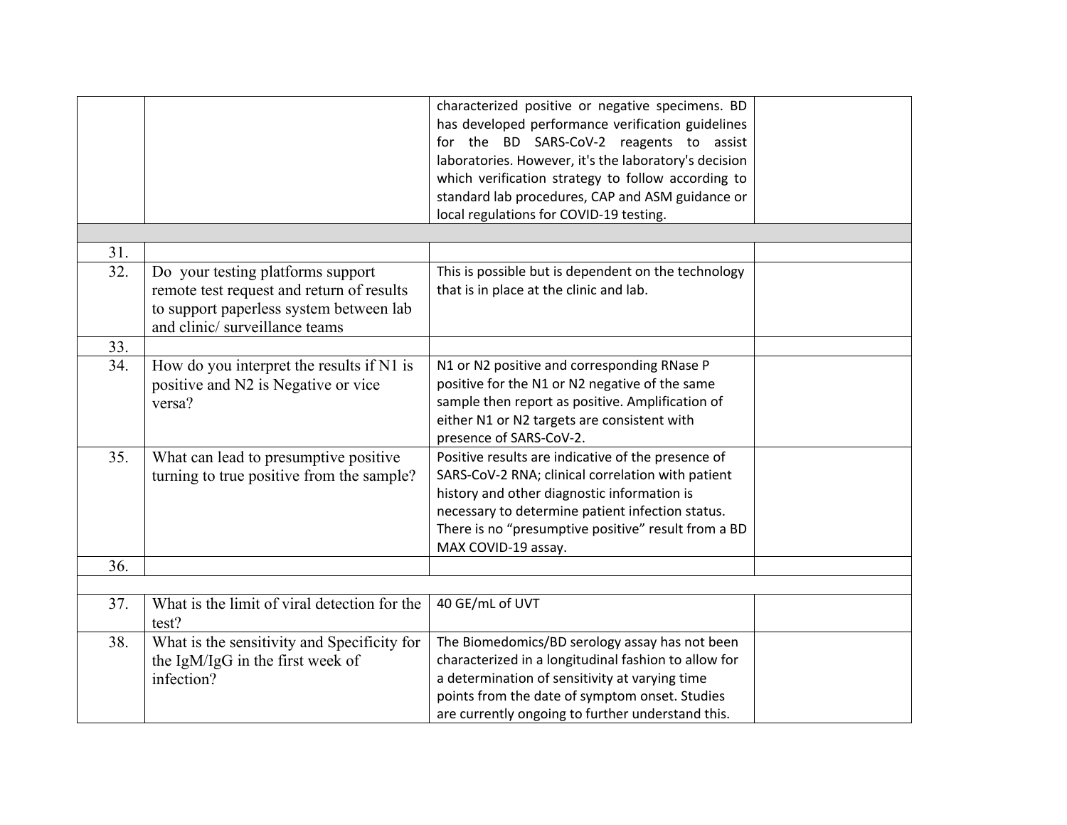| | | | |
|---|---|---|---|
| | | characterized positive or negative specimens. BD has developed performance verification guidelines for the BD SARS-CoV-2 reagents to assist laboratories. However, it's the laboratory's decision which verification strategy to follow according to standard lab procedures, CAP and ASM guidance or local regulations for COVID-19 testing. | |
| | | | |
| 31. | | | |
| 32. | Do your testing platforms support remote test request and return of results to support paperless system between lab and clinic/ surveillance teams | This is possible but is dependent on the technology that is in place at the clinic and lab. | |
| 33. | | | |
| 34. | How do you interpret the results if N1 is positive and N2 is Negative or vice versa? | N1 or N2 positive and corresponding RNase P positive for the N1 or N2 negative of the same sample then report as positive. Amplification of either N1 or N2 targets are consistent with presence of SARS-CoV-2. | |
| 35. | What can lead to presumptive positive turning to true positive from the sample? | Positive results are indicative of the presence of SARS-CoV-2 RNA; clinical correlation with patient history and other diagnostic information is necessary to determine patient infection status. There is no "presumptive positive" result from a BD MAX COVID-19 assay. | |
| 36. | | | |
| | | | |
| 37. | What is the limit of viral detection for the test? | 40 GE/mL of UVT | |
| 38. | What is the sensitivity and Specificity for the IgM/IgG in the first week of infection? | The Biomedomics/BD serology assay has not been characterized in a longitudinal fashion to allow for a determination of sensitivity at varying time points from the date of symptom onset. Studies are currently ongoing to further understand this. | |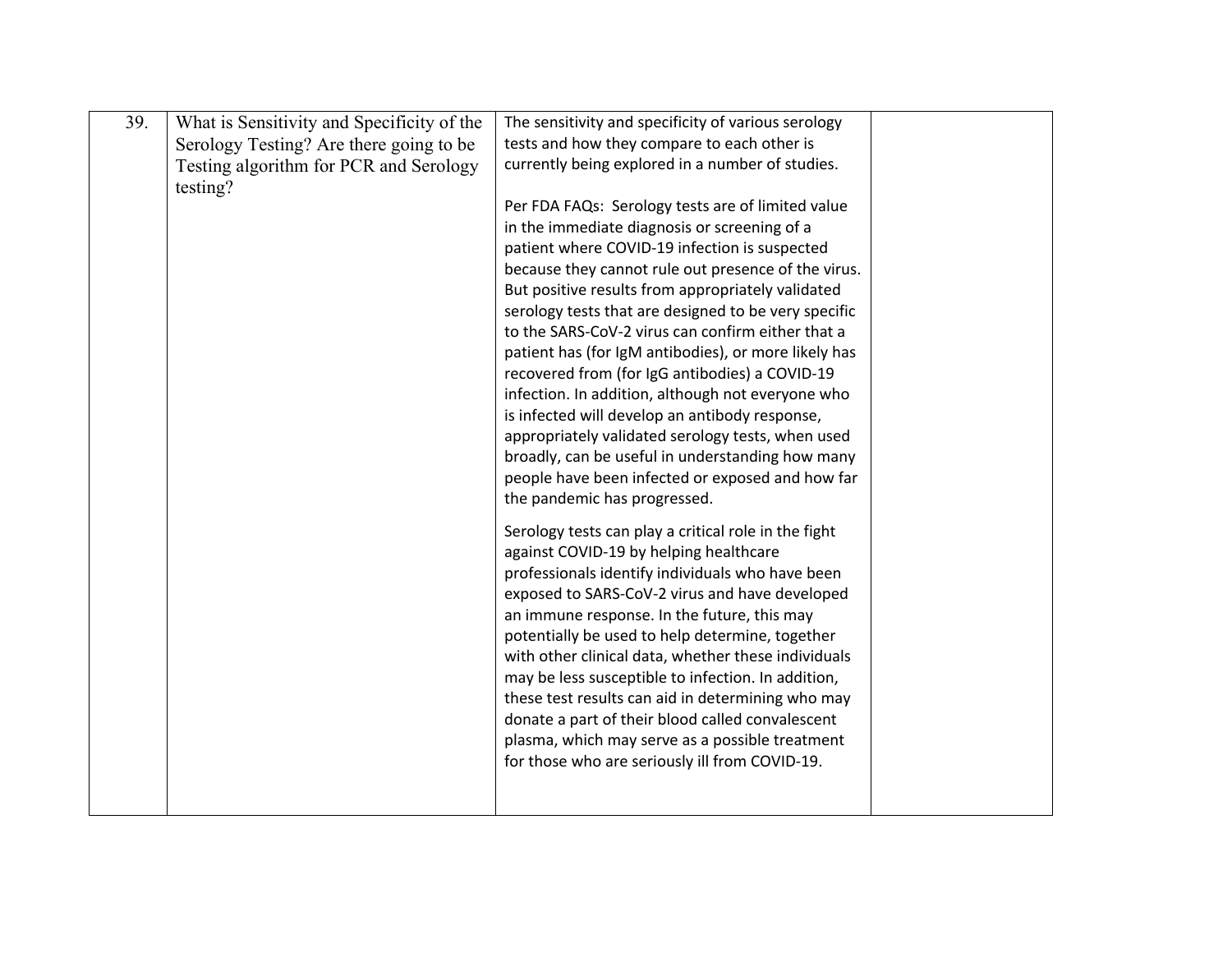| 39. | What is Sensitivity and Specificity of the Serology Testing? Are there going to be Testing algorithm for PCR and Serology testing? | The sensitivity and specificity of various serology tests and how they compare to each other is currently being explored in a number of studies.<br><br>Per FDA FAQs: Serology tests are of limited value in the immediate diagnosis or screening of a patient where COVID-19 infection is suspected because they cannot rule out presence of the virus. But positive results from appropriately validated serology tests that are designed to be very specific to the SARS-CoV-2 virus can confirm either that a patient has (for IgM antibodies), or more likely has recovered from (for IgG antibodies) a COVID-19 infection. In addition, although not everyone who is infected will develop an antibody response, appropriately validated serology tests, when used broadly, can be useful in understanding how many people have been infected or exposed and how far the pandemic has progressed.<br><br>Serology tests can play a critical role in the fight against COVID-19 by helping healthcare professionals identify individuals who have been exposed to SARS-CoV-2 virus and have developed an immune response. In the future, this may potentially be used to help determine, together with other clinical data, whether these individuals may be less susceptible to infection. In addition, these test results can aid in determining who may donate a part of their blood called convalescent plasma, which may serve as a possible treatment for those who are seriously ill from COVID-19. | |
|---|---|---|---|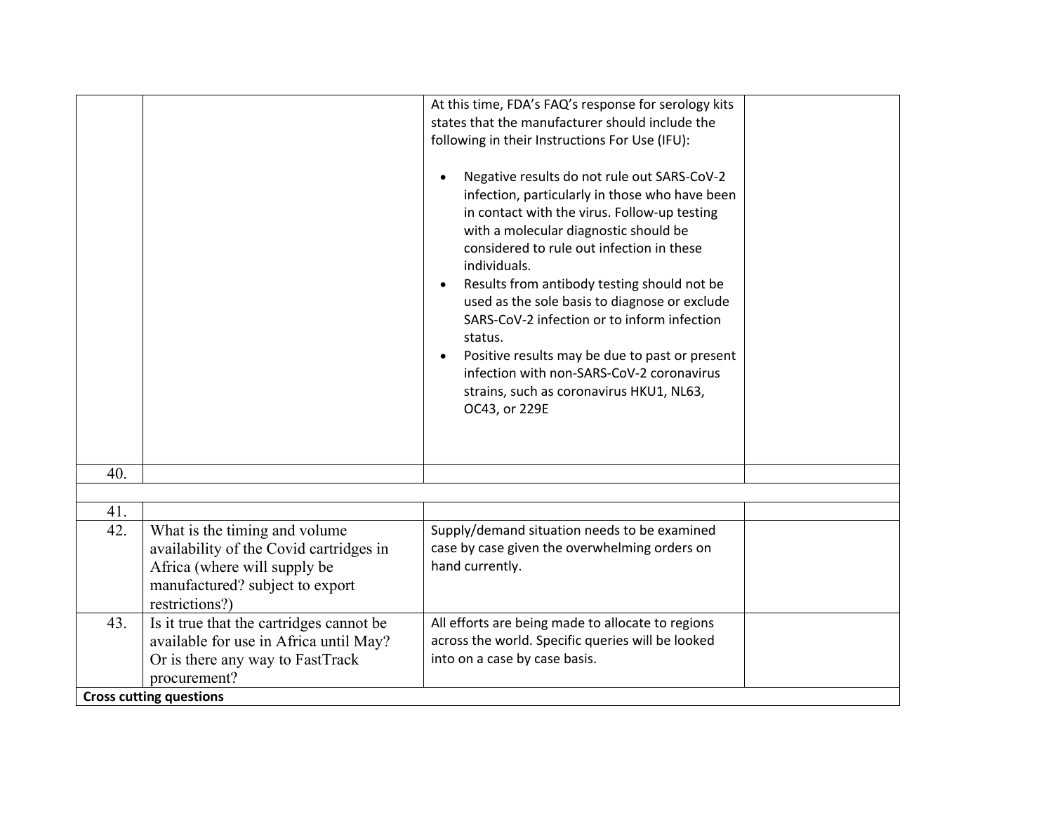| | | | |
|---|---|---|---|
| | | At this time, FDA's FAQ's response for serology kits states that the manufacturer should include the following in their Instructions For Use (IFU):<br><br>• Negative results do not rule out SARS-CoV-2 infection, particularly in those who have been in contact with the virus. Follow-up testing with a molecular diagnostic should be considered to rule out infection in these individuals.<br>• Results from antibody testing should not be used as the sole basis to diagnose or exclude SARS-CoV-2 infection or to inform infection status.<br>• Positive results may be due to past or present infection with non-SARS-CoV-2 coronavirus strains, such as coronavirus HKU1, NL63, OC43, or 229E | |
| 40. | | | |
| | | | |
| 41. | | | |
| 42. | What is the timing and volume availability of the Covid cartridges in Africa (where will supply be manufactured? subject to export restrictions?) | Supply/demand situation needs to be examined case by case given the overwhelming orders on hand currently. | |
| 43. | Is it true that the cartridges cannot be available for use in Africa until May? Or is there any way to FastTrack procurement? | All efforts are being made to allocate to regions across the world. Specific queries will be looked into on a case by case basis. | |
| **Cross cutting questions** | | | |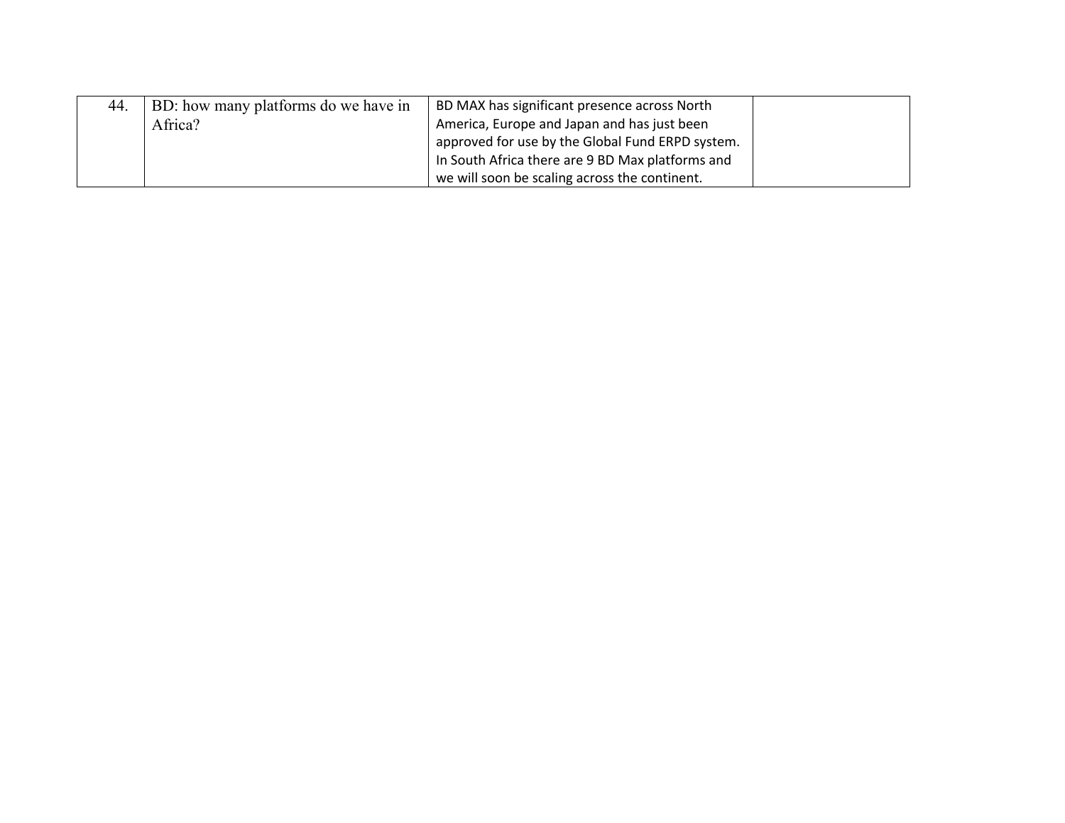| | | | |
|---|---|---|---|
| 44. | BD: how many platforms do we have in Africa? | BD MAX has significant presence across North America, Europe and Japan and has just been approved for use by the Global Fund ERPD system. In South Africa there are 9 BD Max platforms and we will soon be scaling across the continent. | |